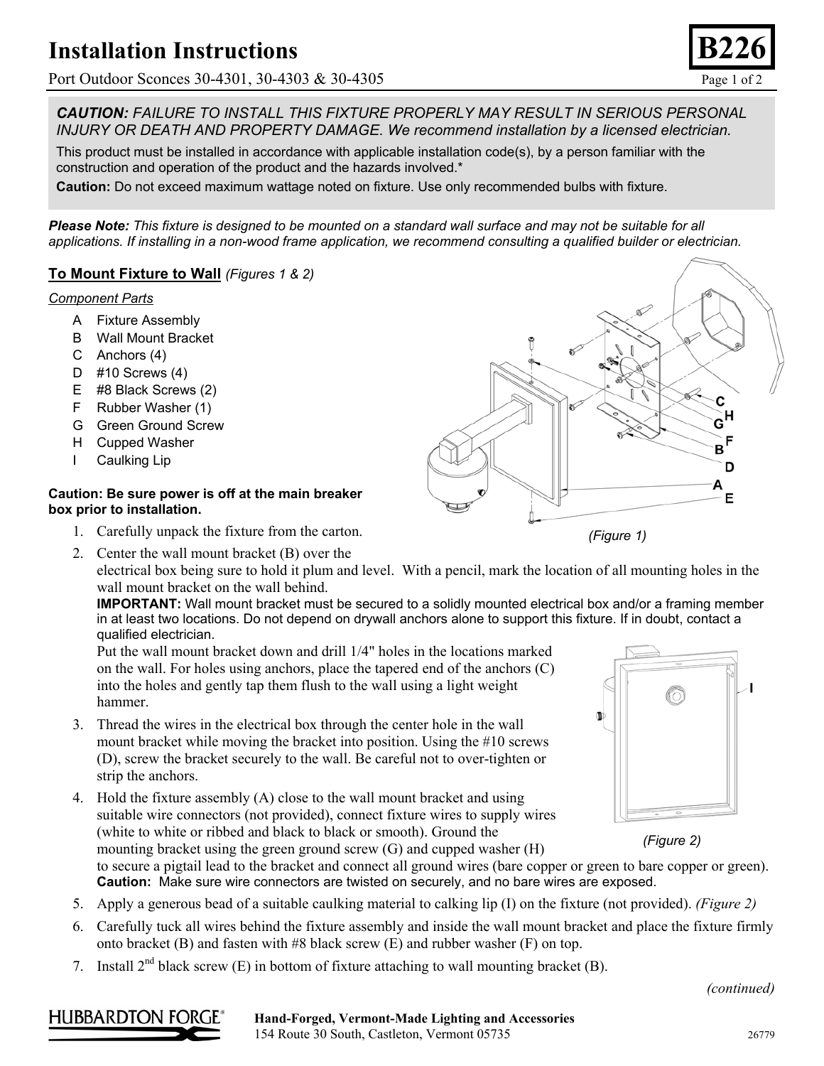# Installation Instructions

Port Outdoor Sconces 30-4301, 30-4303 & 30-4305

**B226**

***CAUTION:*** *FAILURE TO INSTALL THIS FIXTURE PROPERLY MAY RESULT IN SERIOUS PERSONAL INJURY OR DEATH AND PROPERTY DAMAGE. We recommend installation by a licensed electrician.*

This product must be installed in accordance with applicable installation code(s), by a person familiar with the construction and operation of the product and the hazards involved.*

**Caution:** Do not exceed maximum wattage noted on fixture. Use only recommended bulbs with fixture.

***Please Note:*** *This fixture is designed to be mounted on a standard wall surface and may not be suitable for all applications. If installing in a non-wood frame application, we recommend consulting a qualified builder or electrician.*

## To Mount Fixture to Wall *(Figures 1 & 2)*

*Component Parts*

- A Fixture Assembly
- B Wall Mount Bracket
- C Anchors (4)
- D #10 Screws (4)
- E #8 Black Screws (2)
- F Rubber Washer (1)
- G Green Ground Screw
- H Cupped Washer
- I Caulking Lip

*(Figure 1)*

**Caution: Be sure power is off at the main breaker box prior to installation.**

1. Carefully unpack the fixture from the carton.
2. Center the wall mount bracket (B) over the electrical box being sure to hold it plum and level. With a pencil, mark the location of all mounting holes in the wall mount bracket on the wall behind.
   **IMPORTANT:** Wall mount bracket must be secured to a solidly mounted electrical box and/or a framing member in at least two locations. Do not depend on drywall anchors alone to support this fixture. If in doubt, contact a qualified electrician.
   Put the wall mount bracket down and drill 1/4" holes in the locations marked on the wall. For holes using anchors, place the tapered end of the anchors (C) into the holes and gently tap them flush to the wall using a light weight hammer.
3. Thread the wires in the electrical box through the center hole in the wall mount bracket while moving the bracket into position. Using the #10 screws (D), screw the bracket securely to the wall. Be careful not to over-tighten or strip the anchors.
4. Hold the fixture assembly (A) close to the wall mount bracket and using suitable wire connectors (not provided), connect fixture wires to supply wires (white to white or ribbed and black to black or smooth). Ground the mounting bracket using the green ground screw (G) and cupped washer (H) to secure a pigtail lead to the bracket and connect all ground wires (bare copper or green to bare copper or green).
   **Caution:** Make sure wire connectors are twisted on securely, and no bare wires are exposed.
5. Apply a generous bead of a suitable caulking material to calking lip (I) on the fixture (not provided). *(Figure 2)*
6. Carefully tuck all wires behind the fixture assembly and inside the wall mount bracket and place the fixture firmly onto bracket (B) and fasten with #8 black screw (E) and rubber washer (F) on top.
7. Install 2nd black screw (E) in bottom of fixture attaching to wall mounting bracket (B).

*(Figure 2)*

*(continued)*

HUBBARDTON FORGE®

**Hand-Forged, Vermont-Made Lighting and Accessories**
154 Route 30 South, Castleton, Vermont 05735

26779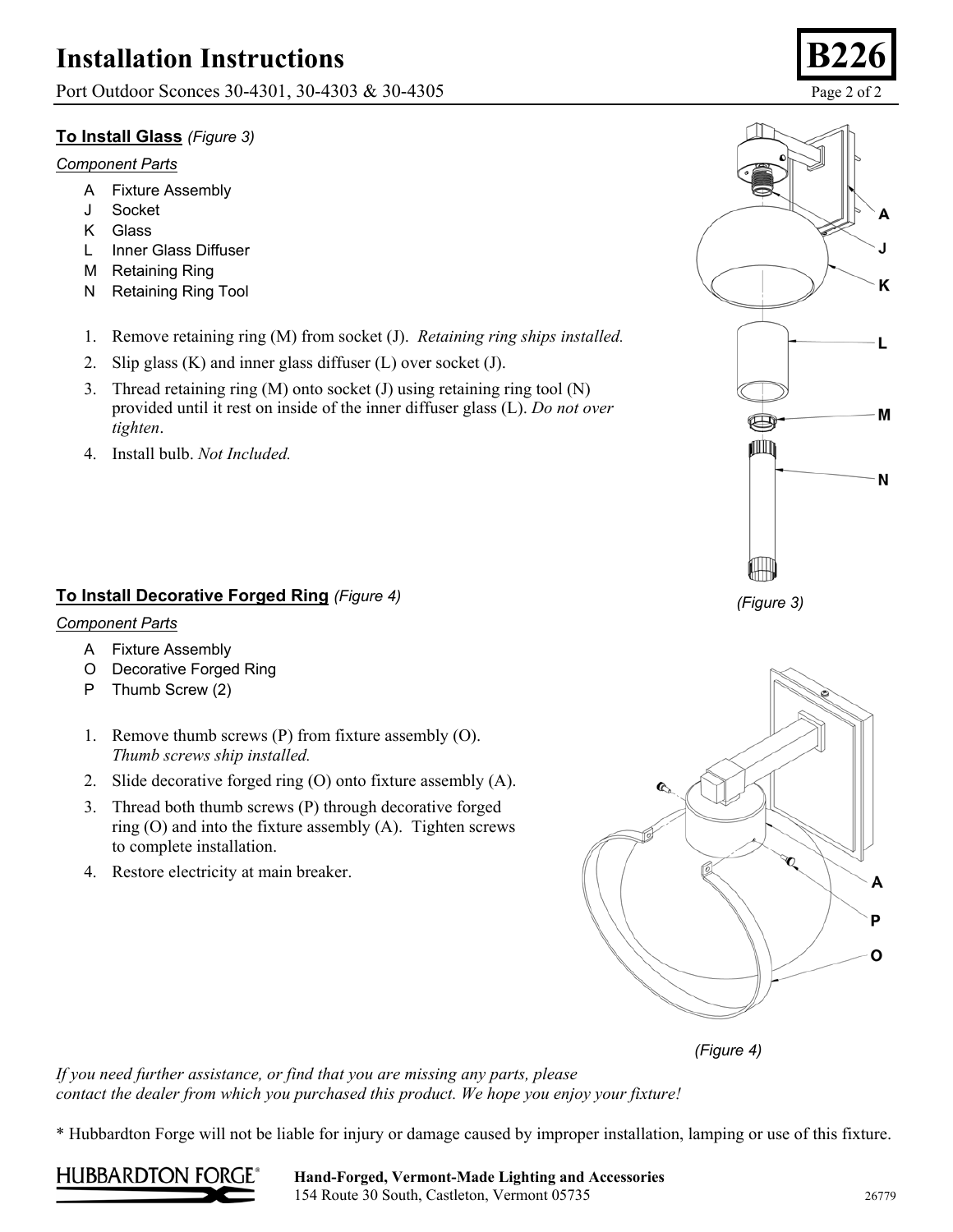# Installation Instructions

Port Outdoor Sconces 30-4301, 30-4303 & 30-4305

B226

## **To Install Glass** *(Figure 3)*

*Component Parts*

- A Fixture Assembly
- J Socket
- K Glass
- L Inner Glass Diffuser
- M Retaining Ring
- N Retaining Ring Tool

1. Remove retaining ring (M) from socket (J). *Retaining ring ships installed.*
2. Slip glass (K) and inner glass diffuser (L) over socket (J).
3. Thread retaining ring (M) onto socket (J) using retaining ring tool (N) provided until it rest on inside of the inner diffuser glass (L). *Do not over tighten*.
4. Install bulb. *Not Included.*

A
J
K
L
M
N

*(Figure 3)*

## **To Install Decorative Forged Ring** *(Figure 4)*

*Component Parts*

- A Fixture Assembly
- O Decorative Forged Ring
- P Thumb Screw (2)

1. Remove thumb screws (P) from fixture assembly (O). *Thumb screws ship installed.*
2. Slide decorative forged ring (O) onto fixture assembly (A).
3. Thread both thumb screws (P) through decorative forged ring (O) and into the fixture assembly (A). Tighten screws to complete installation.
4. Restore electricity at main breaker.

A
P
O

*(Figure 4)*

*If you need further assistance, or find that you are missing any parts, please contact the dealer from which you purchased this product. We hope you enjoy your fixture!*

* Hubbardton Forge will not be liable for injury or damage caused by improper installation, lamping or use of this fixture.

HUBBARDTON FORGE®

**Hand-Forged, Vermont-Made Lighting and Accessories**
154 Route 30 South, Castleton, Vermont 05735

26779